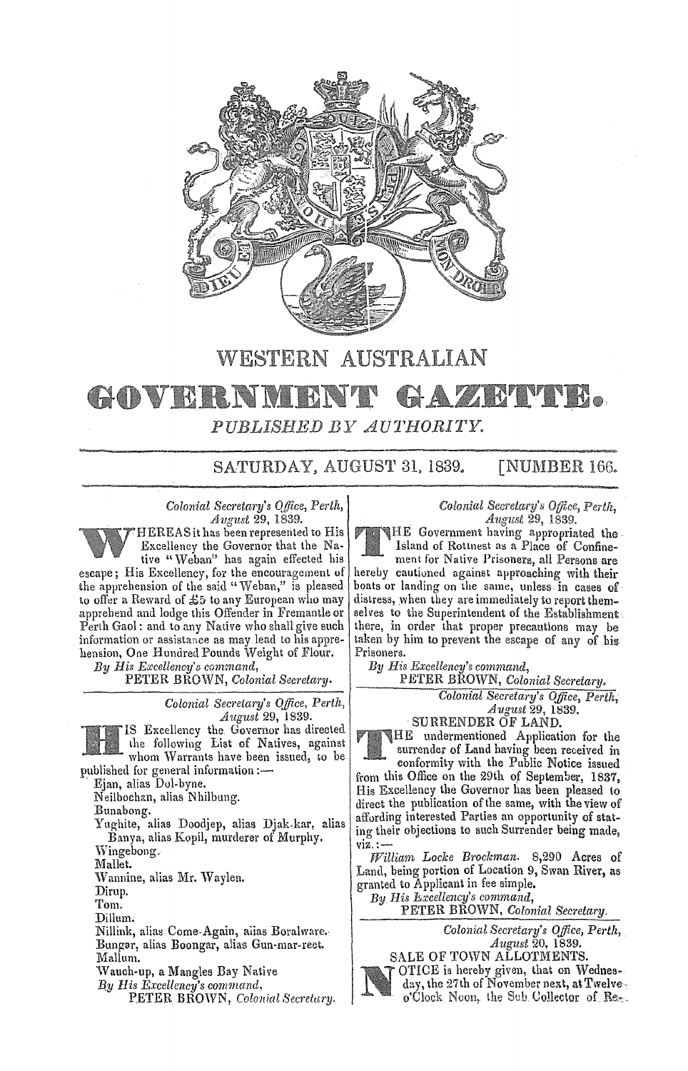# WESTERN AUSTRALIAN

# GOVERNMENT GAZETTE.

*PUBLISHED BY AUTHORITY.*

SATURDAY, AUGUST 31, 1839. [NUMBER 166.

*Colonial Secretary's Office, Perth,*
*August 29, 1839.*

WHEREAS it has been represented to His Excellency the Governor that the Native "Weban" has again effected his escape; His Excellency, for the encouragement of the apprehension of the said "Weban," is pleased to offer a Reward of £5 to any European who may apprehend and lodge this Offender in Fremantle or Perth Gaol: and to any Native who shall give such information or assistance as may lead to his apprehension, One Hundred Pounds Weight of Flour.

*By His Excellency's command,*
PETER BROWN, *Colonial Secretary.*

---

*Colonial Secretary's Office, Perth,*
*August 29, 1839.*

HIS Excellency the Governor has directed the following List of Natives, against whom Warrants have been issued, to be published for general information:—

Ejan, alias Dol-byne.
Neilbochan, alias Nhilbung.
Bunabong.
Yughite, alias Doodjep, alias Djak-kar, alias Banya, alias Kopil, murderer of Murphy.
Wingebong.
Mallet.
Wannine, alias Mr. Waylen.
Dirup.
Tom.
Dillum.
Nillink, alias Come-Again, alias Boralware.
Bungar, alias Boongar, alias Gun-mar-reet.
Mallum.
Wauch-up, a Mangles Bay Native

*By His Excellency's command,*
PETER BROWN, *Colonial Secretary.*

---

*Colonial Secretary's Office, Perth,*
*August 29, 1839.*

THE Government having appropriated the Island of Rottnest as a Place of Confinement for Native Prisoners, all Persons are hereby cautioned against approaching with their boats or landing on the same, unless in cases of distress, when they are immediately to report themselves to the Superintendent of the Establishment there, in order that proper precautions may be taken by him to prevent the escape of any of his Prisoners.

*By His Excellency's command,*
PETER BROWN, *Colonial Secretary.*

---

*Colonial Secretary's Office, Perth,*
*August 29, 1839.*

## SURRENDER OF LAND.

THE undermentioned Application for the surrender of Land having been received in conformity with the Public Notice issued from this Office on the 29th of September, 1837, His Excellency the Governor has been pleased to direct the publication of the same, with the view of affording interested Parties an opportunity of stating their objections to such Surrender being made, viz.:—

*William Locke Brockman.* 8,290 Acres of Land, being portion of Location 9, Swan River, as granted to Applicant in fee simple.

*By His Excellency's command,*
PETER BROWN, *Colonial Secretary.*

---

*Colonial Secretary's Office, Perth,*
*August 20, 1839.*

## SALE OF TOWN ALLOTMENTS.

NOTICE is hereby given, that on Wednesday, the 27th of November next, at Twelve o'Clock Noon, the Sub Collector of Re-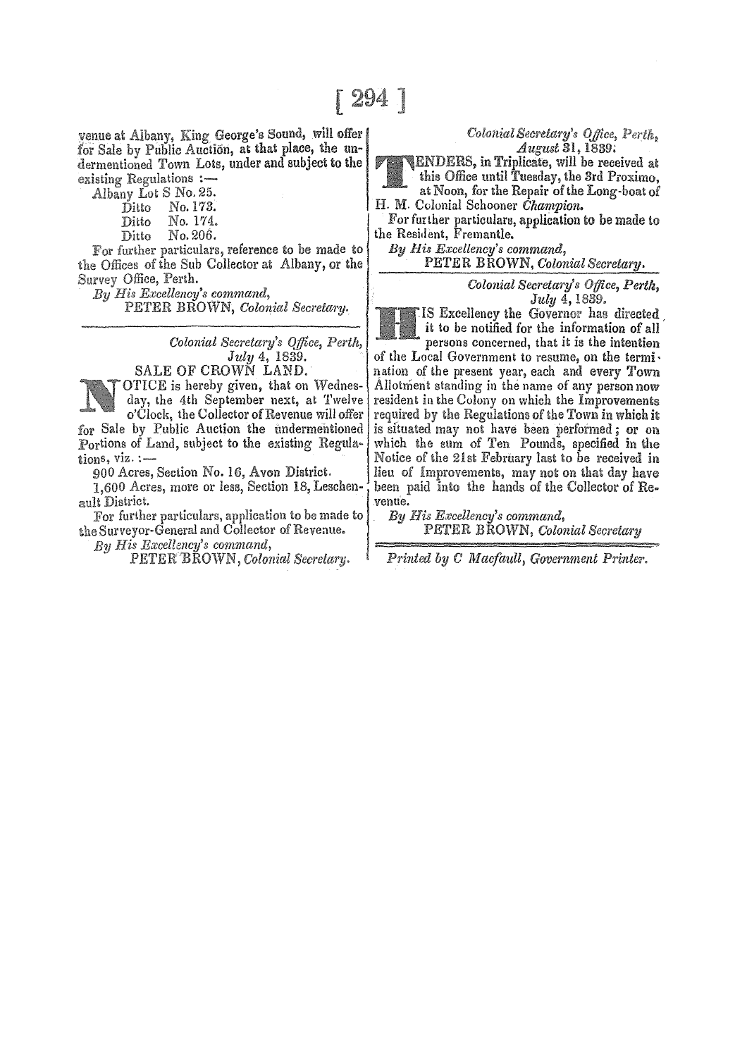venue at Albany, King George's Sound, will offer for Sale by Public Auction, at that place, the undermentioned Town Lots, under and subject to the existing Regulations :—

Albany Lot S No. 25.
Ditto No. 173.
Ditto No. 174.
Ditto No. 206.

For further particulars, reference to be made to the Offices of the Sub Collector at Albany, or the Survey Office, Perth.

*By His Excellency's command,*
PETER BROWN, *Colonial Secretary.*

---

*Colonial Secretary's Office, Perth, July 4, 1839.*

SALE OF CROWN LAND.

NOTICE is hereby given, that on Wednesday, the 4th September next, at Twelve o'Clock, the Collector of Revenue will offer for Sale by Public Auction the undermentioned Portions of Land, subject to the existing Regulations, viz. :—

900 Acres, Section No. 16, Avon District.
1,600 Acres, more or less, Section 18, Leschenault District.

For further particulars, application to be made to the Surveyor-General and Collector of Revenue.

*By His Excellency's command,*
PETER BROWN, *Colonial Secretary.*

---

*Colonial Secretary's Office, Perth, August 31, 1839.*

TENDERS, in Triplicate, will be received at this Office until Tuesday, the 3rd Proximo, at Noon, for the Repair of the Long-boat of H. M. Colonial Schooner *Champion.*

For further particulars, application to be made to the Resident, Fremantle.

*By His Excellency's command,*
PETER BROWN, *Colonial Secretary.*

---

*Colonial Secretary's Office, Perth, July 4, 1839.*

HIS Excellency the Governor has directed it to be notified for the information of all persons concerned, that it is the intention of the Local Government to resume, on the termination of the present year, each and every Town Allotment standing in the name of any person now resident in the Colony on which the Improvements required by the Regulations of the Town in which it is situated may not have been performed; or on which the sum of Ten Pounds, specified in the Notice of the 21st February last to be received in lieu of Improvements, may not on that day have been paid into the hands of the Collector of Revenue.

*By His Excellency's command,*
PETER BROWN, *Colonial Secretary*

---

*Printed by C Macfaull, Government Printer.*